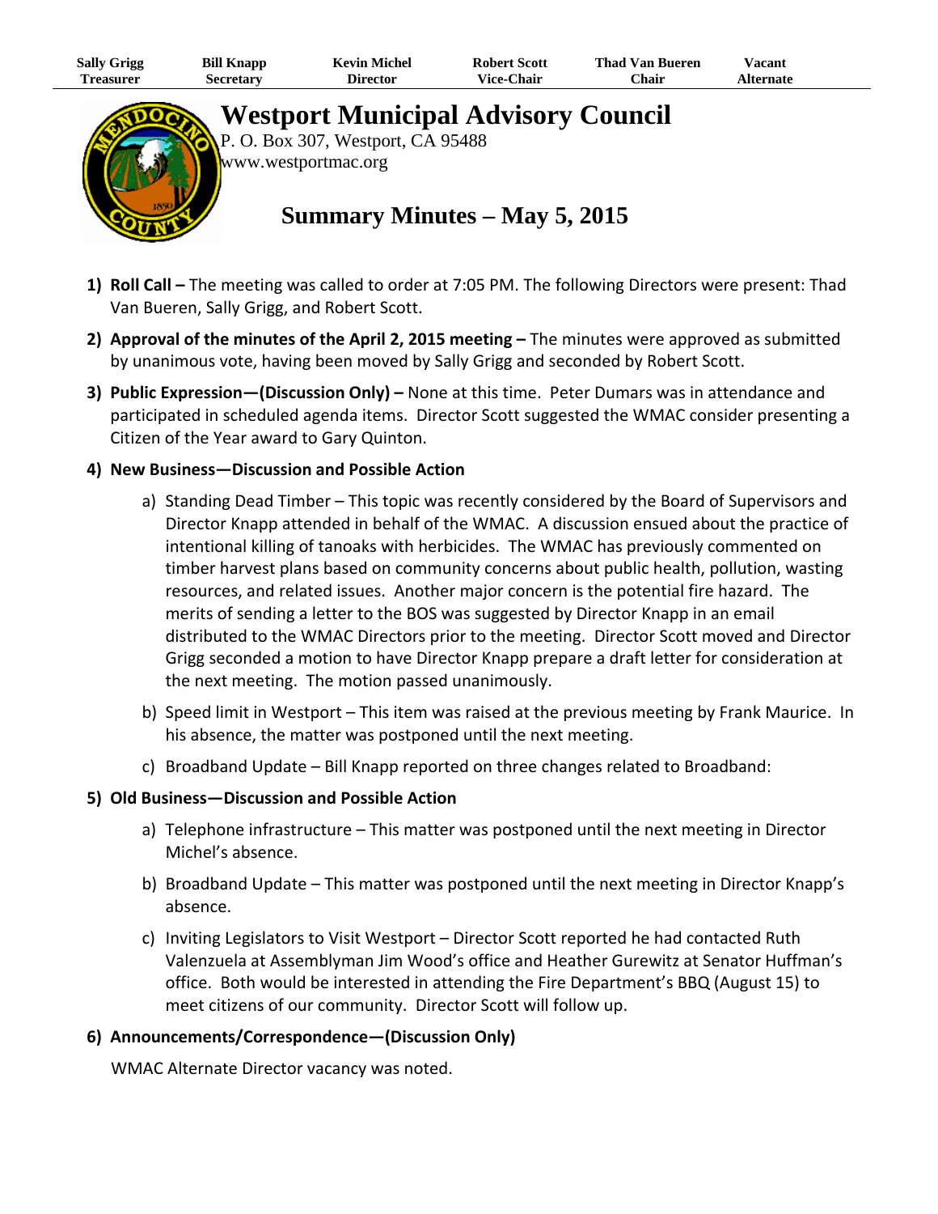| Sally Grigg | Bill Knapp | Kevin Michel | Robert Scott | Thad Van Bueren | Vacant |
|---|---|---|---|---|---|
| Treasurer | Secretary | Director | Vice-Chair | Chair | Alternate |

# Westport Municipal Advisory Council

P. O. Box 307, Westport, CA 95488
www.westportmac.org

## Summary Minutes – May 5, 2015

1) **Roll Call –** The meeting was called to order at 7:05 PM. The following Directors were present: Thad Van Bueren, Sally Grigg, and Robert Scott.

2) **Approval of the minutes of the April 2, 2015 meeting –** The minutes were approved as submitted by unanimous vote, having been moved by Sally Grigg and seconded by Robert Scott.

3) **Public Expression—(Discussion Only) –** None at this time. Peter Dumars was in attendance and participated in scheduled agenda items. Director Scott suggested the WMAC consider presenting a Citizen of the Year award to Gary Quinton.

4) **New Business—Discussion and Possible Action**

   a) Standing Dead Timber – This topic was recently considered by the Board of Supervisors and Director Knapp attended in behalf of the WMAC. A discussion ensued about the practice of intentional killing of tanoaks with herbicides. The WMAC has previously commented on timber harvest plans based on community concerns about public health, pollution, wasting resources, and related issues. Another major concern is the potential fire hazard. The merits of sending a letter to the BOS was suggested by Director Knapp in an email distributed to the WMAC Directors prior to the meeting. Director Scott moved and Director Grigg seconded a motion to have Director Knapp prepare a draft letter for consideration at the next meeting. The motion passed unanimously.

   b) Speed limit in Westport – This item was raised at the previous meeting by Frank Maurice. In his absence, the matter was postponed until the next meeting.

   c) Broadband Update – Bill Knapp reported on three changes related to Broadband:

5) **Old Business—Discussion and Possible Action**

   a) Telephone infrastructure – This matter was postponed until the next meeting in Director Michel's absence.

   b) Broadband Update – This matter was postponed until the next meeting in Director Knapp's absence.

   c) Inviting Legislators to Visit Westport – Director Scott reported he had contacted Ruth Valenzuela at Assemblyman Jim Wood's office and Heather Gurewitz at Senator Huffman's office. Both would be interested in attending the Fire Department's BBQ (August 15) to meet citizens of our community. Director Scott will follow up.

6) **Announcements/Correspondence—(Discussion Only)**

   WMAC Alternate Director vacancy was noted.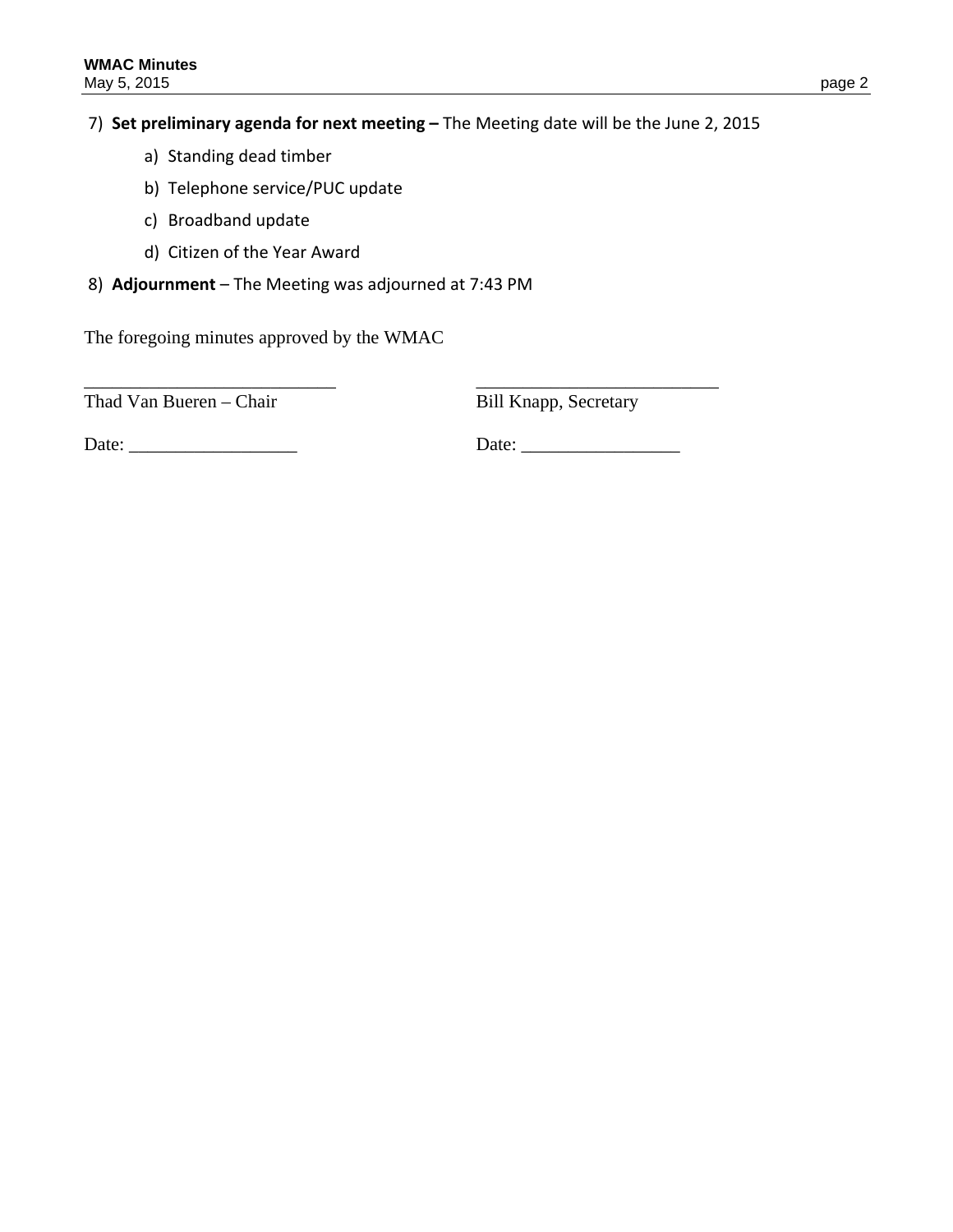7) **Set preliminary agenda for next meeting –** The Meeting date will be the June 2, 2015

   a) Standing dead timber

   b) Telephone service/PUC update

   c) Broadband update

   d) Citizen of the Year Award

8) **Adjournment** – The Meeting was adjourned at 7:43 PM

The foregoing minutes approved by the WMAC

___________________________ ___________________________

Thad Van Bueren – Chair Bill Knapp, Secretary

Date: __________________ Date: _________________